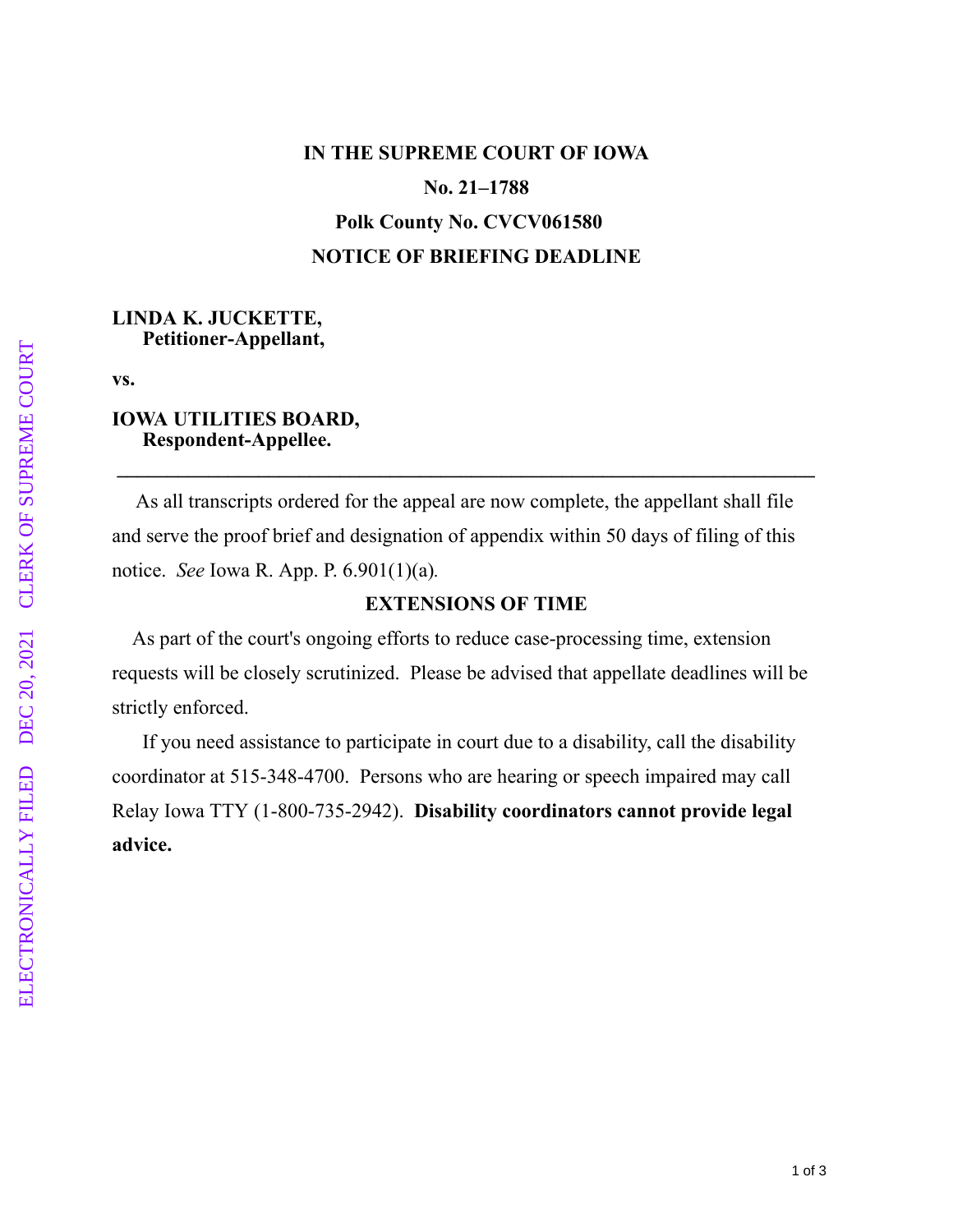**IN THE SUPREME COURT OF IOWA**

**No. 21–1788**

**Polk County No. CVCV061580**

**NOTICE OF BRIEFING DEADLINE**

**LINDA K. JUCKETTE,**
**Petitioner-Appellant,**

**vs.**

**IOWA UTILITIES BOARD,**
**Respondent-Appellee.**

---

As all transcripts ordered for the appeal are now complete, the appellant shall file and serve the proof brief and designation of appendix within 50 days of filing of this notice. *See* Iowa R. App. P. 6.901(1)(a).

**EXTENSIONS OF TIME**

As part of the court's ongoing efforts to reduce case-processing time, extension requests will be closely scrutinized. Please be advised that appellate deadlines will be strictly enforced.

If you need assistance to participate in court due to a disability, call the disability coordinator at 515-348-4700. Persons who are hearing or speech impaired may call Relay Iowa TTY (1-800-735-2942). **Disability coordinators cannot provide legal advice.**

ELECTRONICALLY FILED DEC 20, 2021 CLERK OF SUPREME COURT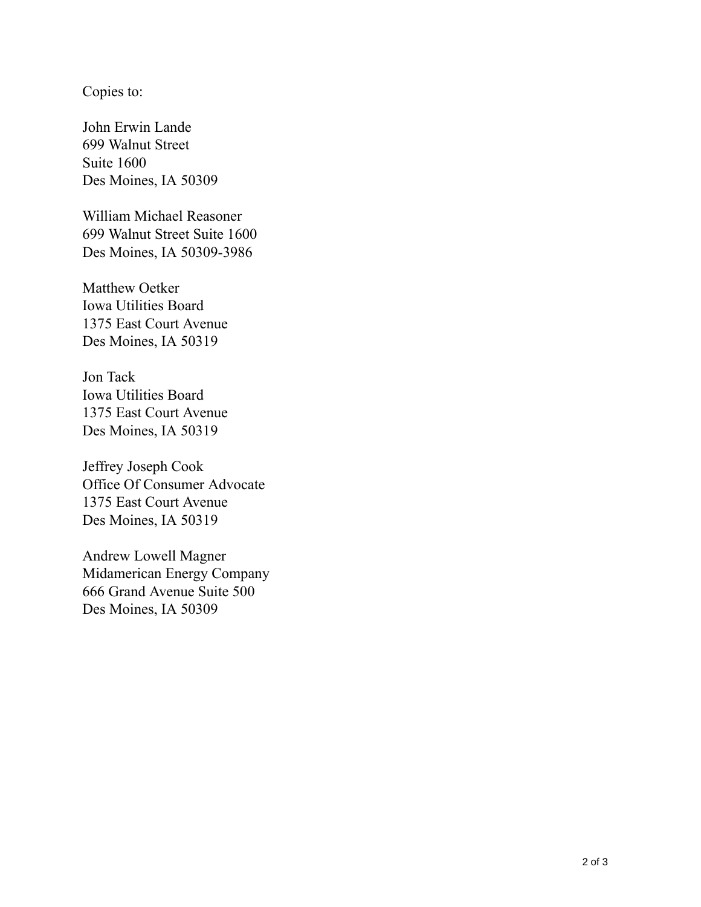Copies to:

John Erwin Lande
699 Walnut Street
Suite 1600
Des Moines, IA 50309

William Michael Reasoner
699 Walnut Street Suite 1600
Des Moines, IA 50309-3986

Matthew Oetker
Iowa Utilities Board
1375 East Court Avenue
Des Moines, IA 50319

Jon Tack
Iowa Utilities Board
1375 East Court Avenue
Des Moines, IA 50319

Jeffrey Joseph Cook
Office Of Consumer Advocate
1375 East Court Avenue
Des Moines, IA 50319

Andrew Lowell Magner
Midamerican Energy Company
666 Grand Avenue Suite 500
Des Moines, IA 50309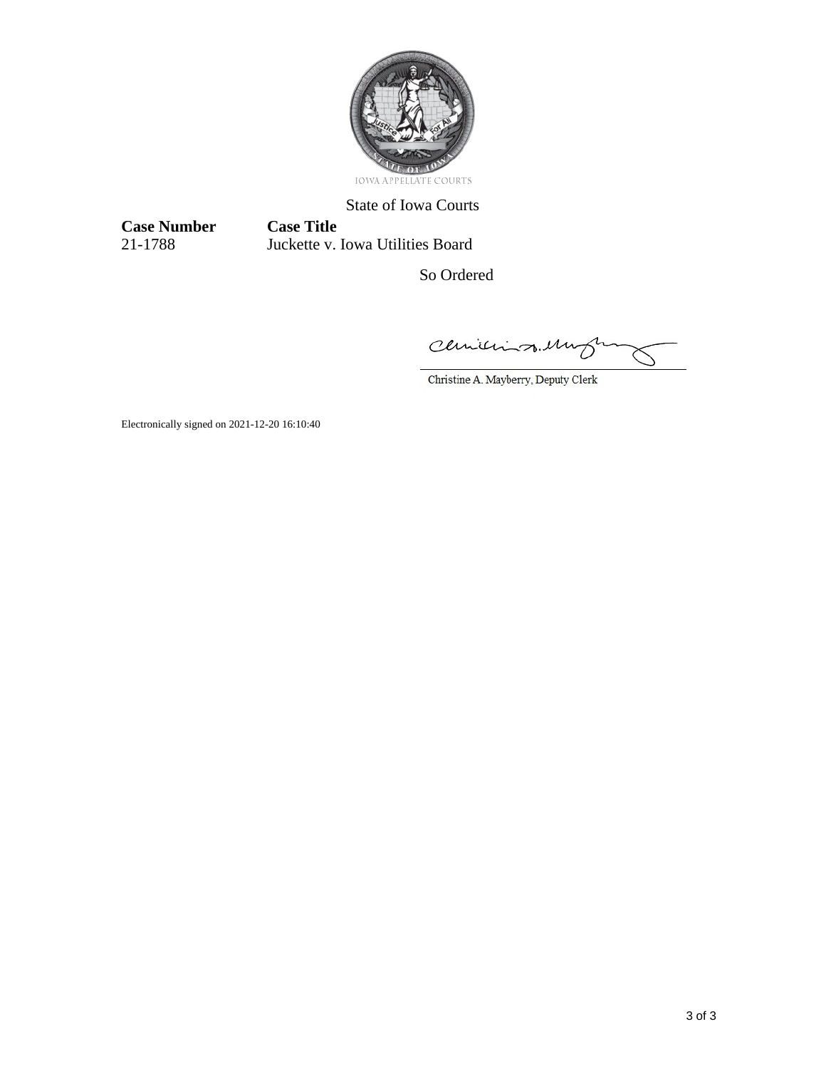IOWA APPELLATE COURTS

State of Iowa Courts

| **Case Number** | **Case Title** |
| --- | --- |
| 21-1788 | Juckette v. Iowa Utilities Board |

So Ordered

Christine A. Mayberry, Deputy Clerk

Electronically signed on 2021-12-20 16:10:40